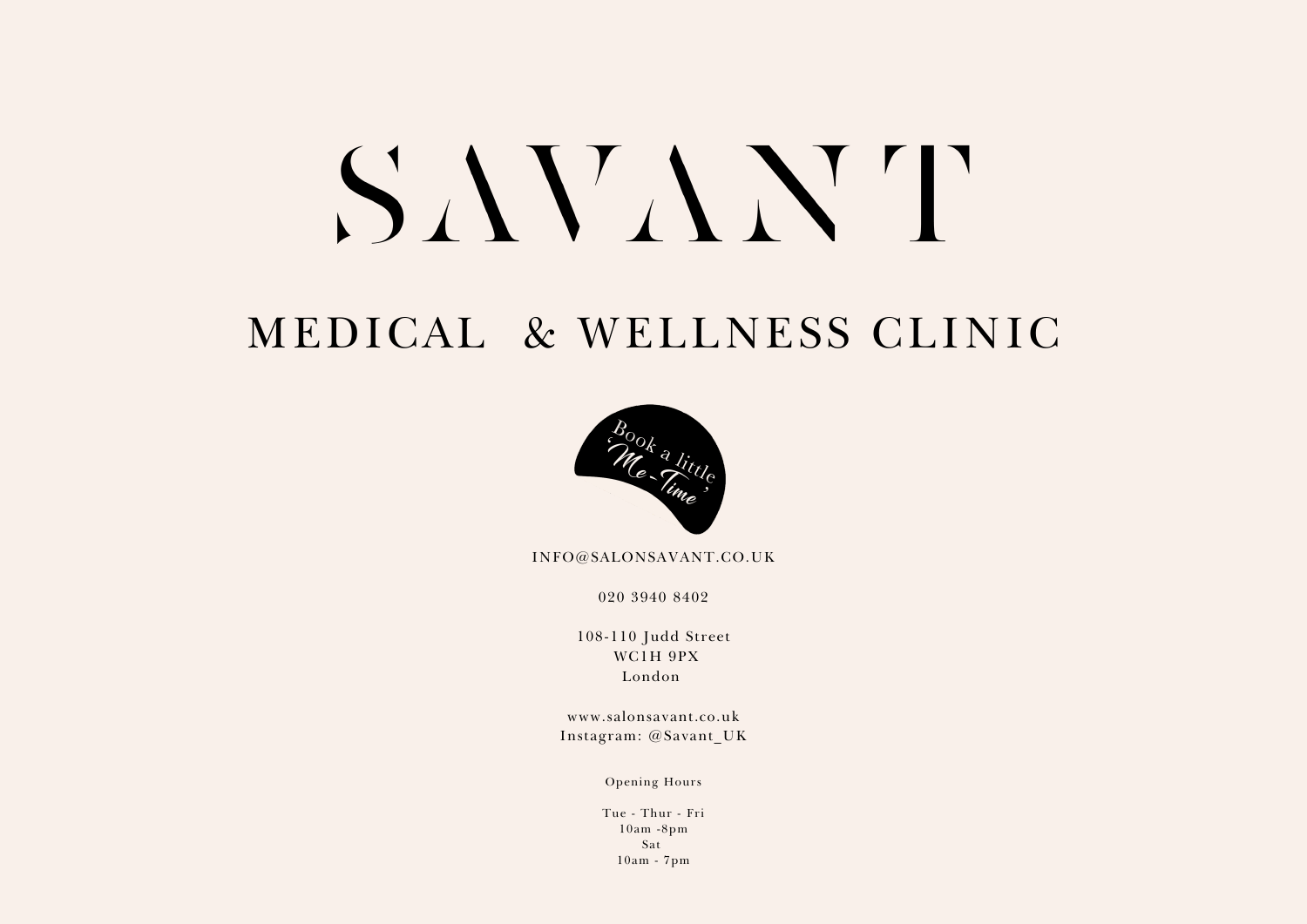# SAVANT

## MEDICAL & WELLNESS CLINIC

Book a little 'Me-Time'

INFO@SALONSAVANT.CO.UK

020 3940 8402

108-110 Judd Street
WC1H 9PX
London

www.salonsavant.co.uk
Instagram: @Savant_UK

Opening Hours

Tue - Thur - Fri
10am -8pm
Sat
10am - 7pm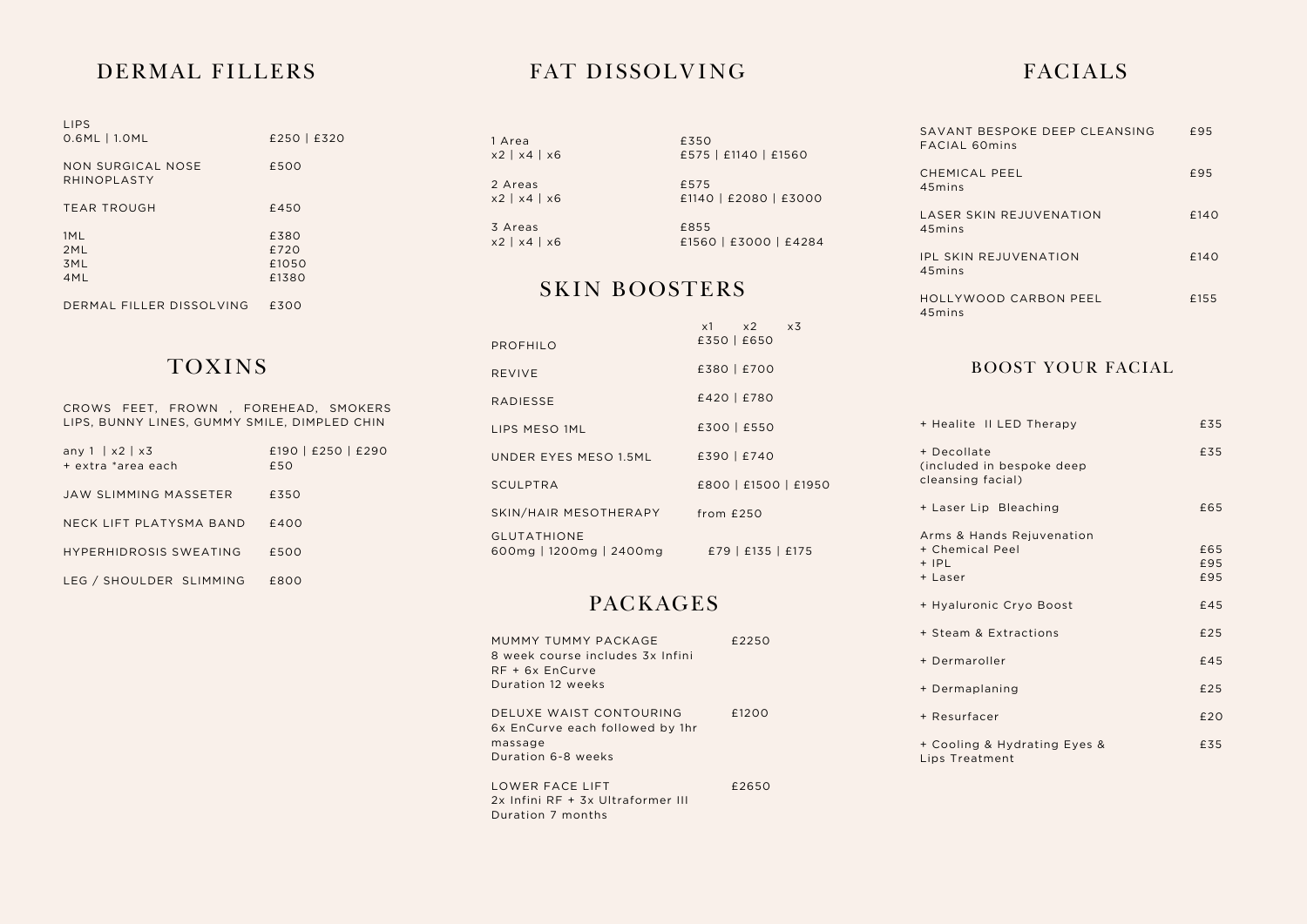## DERMAL FILLERS

| | |
|---|---|
| LIPS<br>0.6ML \| 1.0ML | £250 \| £320 |
| NON SURGICAL NOSE RHINOPLASTY | £500 |
| TEAR TROUGH | £450 |
| 1ML | £380 |
| 2ML | £720 |
| 3ML | £1050 |
| 4ML | £1380 |
| DERMAL FILLER DISSOLVING | £300 |

## TOXINS

CROWS FEET, FROWN , FOREHEAD, SMOKERS LIPS, BUNNY LINES, GUMMY SMILE, DIMPLED CHIN

| | |
|---|---|
| any 1 \| x2 \| x3<br>+ extra *area each | £190 \| £250 \| £290<br>£50 |
| JAW SLIMMING MASSETER | £350 |
| NECK LIFT PLATYSMA BAND | £400 |
| HYPERHIDROSIS SWEATING | £500 |
| LEG / SHOULDER SLIMMING | £800 |

## FAT DISSOLVING

| | |
|---|---|
| 1 Area<br>x2 \| x4 \| x6 | £350<br>£575 \| £1140 \| £1560 |
| 2 Areas<br>x2 \| x4 \| x6 | £575<br>£1140 \| £2080 \| £3000 |
| 3 Areas<br>x2 \| x4 \| x6 | £855<br>£1560 \| £3000 \| £4284 |

## SKIN BOOSTERS

| | x1 x2 x3 |
|---|---|
| PROFHILO | £350 \| £650 |
| REVIVE | £380 \| £700 |
| RADIESSE | £420 \| £780 |
| LIPS MESO 1ML | £300 \| £550 |
| UNDER EYES MESO 1.5ML | £390 \| £740 |
| SCULPTRA | £800 \| £1500 \| £1950 |
| SKIN/HAIR MESOTHERAPY | from £250 |
| GLUTATHIONE<br>600mg \| 1200mg \| 2400mg | £79 \| £135 \| £175 |

## PACKAGES

| | |
|---|---|
| MUMMY TUMMY PACKAGE<br>8 week course includes 3x Infini RF + 6x EnCurve<br>Duration 12 weeks | £2250 |
| DELUXE WAIST CONTOURING<br>6x EnCurve each followed by 1hr massage<br>Duration 6-8 weeks | £1200 |
| LOWER FACE LIFT<br>2x Infini RF + 3x Ultraformer III<br>Duration 7 months | £2650 |

## FACIALS

| | |
|---|---|
| SAVANT BESPOKE DEEP CLEANSING FACIAL 60mins | £95 |
| CHEMICAL PEEL<br>45mins | £95 |
| LASER SKIN REJUVENATION<br>45mins | £140 |
| IPL SKIN REJUVENATION<br>45mins | £140 |
| HOLLYWOOD CARBON PEEL<br>45mins | £155 |

## BOOST YOUR FACIAL

| | |
|---|---|
| + Healite II LED Therapy | £35 |
| + Decollate<br>(included in bespoke deep cleansing facial) | £35 |
| + Laser Lip Bleaching | £65 |
| Arms & Hands Rejuvenation<br>+ Chemical Peel<br>+ IPL<br>+ Laser | <br>£65<br>£95<br>£95 |
| + Hyaluronic Cryo Boost | £45 |
| + Steam & Extractions | £25 |
| + Dermaroller | £45 |
| + Dermaplaning | £25 |
| + Resurfacer | £20 |
| + Cooling & Hydrating Eyes & Lips Treatment | £35 |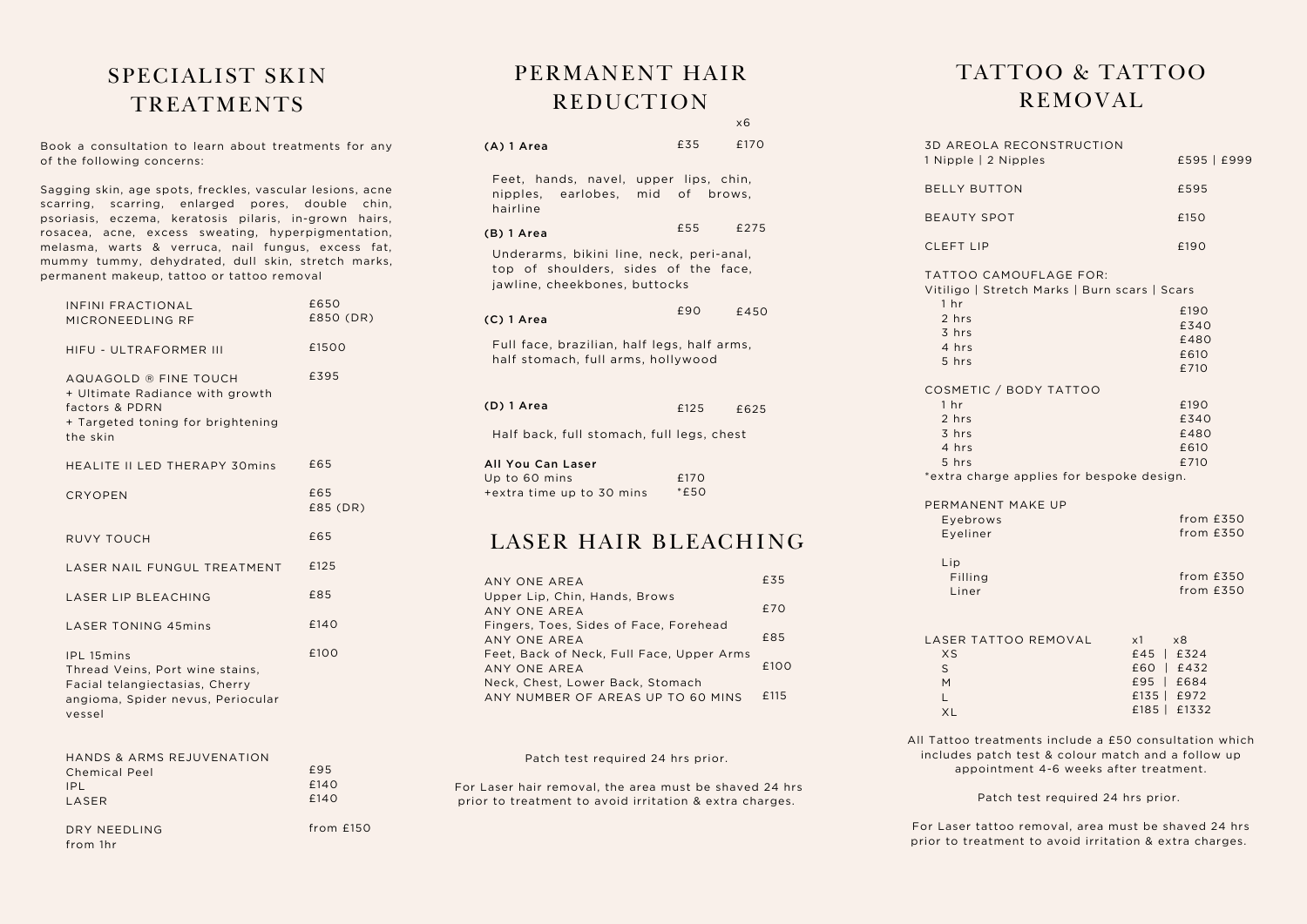# SPECIALIST SKIN TREATMENTS

Book a consultation to learn about treatments for any of the following concerns:

Sagging skin, age spots, freckles, vascular lesions, acne scarring, scarring, enlarged pores, double chin, psoriasis, eczema, keratosis pilaris, in-grown hairs, rosacea, acne, excess sweating, hyperpigmentation, melasma, warts & verruca, nail fungus, excess fat, mummy tummy, dehydrated, dull skin, stretch marks, permanent makeup, tattoo or tattoo removal

| Treatment | Price |
|---|---|
| INFINI FRACTIONAL MICRONEEDLING RF | £650<br>£850 (DR) |
| HIFU - ULTRAFORMER III | £1500 |
| AQUAGOLD ® FINE TOUCH<br>+ Ultimate Radiance with growth factors & PDRN<br>+ Targeted toning for brightening the skin | £395 |
| HEALITE II LED THERAPY 30mins | £65 |
| CRYOPEN | £65<br>£85 (DR) |
| RUVY TOUCH | £65 |
| LASER NAIL FUNGUL TREATMENT | £125 |
| LASER LIP BLEACHING | £85 |
| LASER TONING 45mins | £140 |
| IPL 15mins<br>Thread Veins, Port wine stains, Facial telangiectasias, Cherry angioma, Spider nevus, Periocular vessel | £100 |

| HANDS & ARMS REJUVENATION | |
|---|---|
| Chemical Peel | £95 |
| IPL | £140 |
| LASER | £140 |

| Treatment | Price |
|---|---|
| DRY NEEDLING<br>from 1hr | from £150 |

# PERMANENT HAIR REDUCTION

| Area | | x6 |
|---|---|---|
| **(A) 1 Area** | £35 | £170 |
| Feet, hands, navel, upper lips, chin, nipples, earlobes, mid of brows, hairline | | |
| **(B) 1 Area** | £55 | £275 |
| Underarms, bikini line, neck, peri-anal, top of shoulders, sides of the face, jawline, cheekbones, buttocks | | |
| **(C) 1 Area** | £90 | £450 |
| Full face, brazilian, half legs, half arms, half stomach, full arms, hollywood | | |
| **(D) 1 Area** | £125 | £625 |
| Half back, full stomach, full legs, chest | | |

**All You Can Laser**

| | |
|---|---|
| Up to 60 mins | £170 |
| +extra time up to 30 mins | *£50 |

# LASER HAIR BLEACHING

| Area | Price |
|---|---|
| ANY ONE AREA<br>Upper Lip, Chin, Hands, Brows | £35 |
| ANY ONE AREA<br>Fingers, Toes, Sides of Face, Forehead | £70 |
| ANY ONE AREA<br>Feet, Back of Neck, Full Face, Upper Arms | £85 |
| ANY ONE AREA<br>Neck, Chest, Lower Back, Stomach | £100 |
| ANY NUMBER OF AREAS UP TO 60 MINS | £115 |

Patch test required 24 hrs prior.

For Laser hair removal, the area must be shaved 24 hrs prior to treatment to avoid irritation & extra charges.

# TATTOO & TATTOO REMOVAL

| Treatment | Price |
|---|---|
| 3D AREOLA RECONSTRUCTION<br>1 Nipple \| 2 Nipples | £595 \| £999 |
| BELLY BUTTON | £595 |
| BEAUTY SPOT | £150 |
| CLEFT LIP | £190 |

TATTOO CAMOUFLAGE FOR:
Vitiligo | Stretch Marks | Burn scars | Scars

| Duration | Price |
|---|---|
| 1 hr | £190 |
| 2 hrs | £340 |
| 3 hrs | £480 |
| 4 hrs | £610 |
| 5 hrs | £710 |

COSMETIC / BODY TATTOO

| Duration | Price |
|---|---|
| 1 hr | £190 |
| 2 hrs | £340 |
| 3 hrs | £480 |
| 4 hrs | £610 |
| 5 hrs | £710 |

*extra charge applies for bespoke design.

PERMANENT MAKE UP

| Treatment | Price |
|---|---|
| Eyebrows | from £350 |
| Eyeliner | from £350 |
| Lip Filling | from £350 |
| Lip Liner | from £350 |

| LASER TATTOO REMOVAL | x1 | x8 |
|---|---|---|
| XS | £45 | £324 |
| S | £60 | £432 |
| M | £95 | £684 |
| L | £135 | £972 |
| XL | £185 | £1332 |

All Tattoo treatments include a £50 consultation which includes patch test & colour match and a follow up appointment 4-6 weeks after treatment.

Patch test required 24 hrs prior.

For Laser tattoo removal, area must be shaved 24 hrs prior to treatment to avoid irritation & extra charges.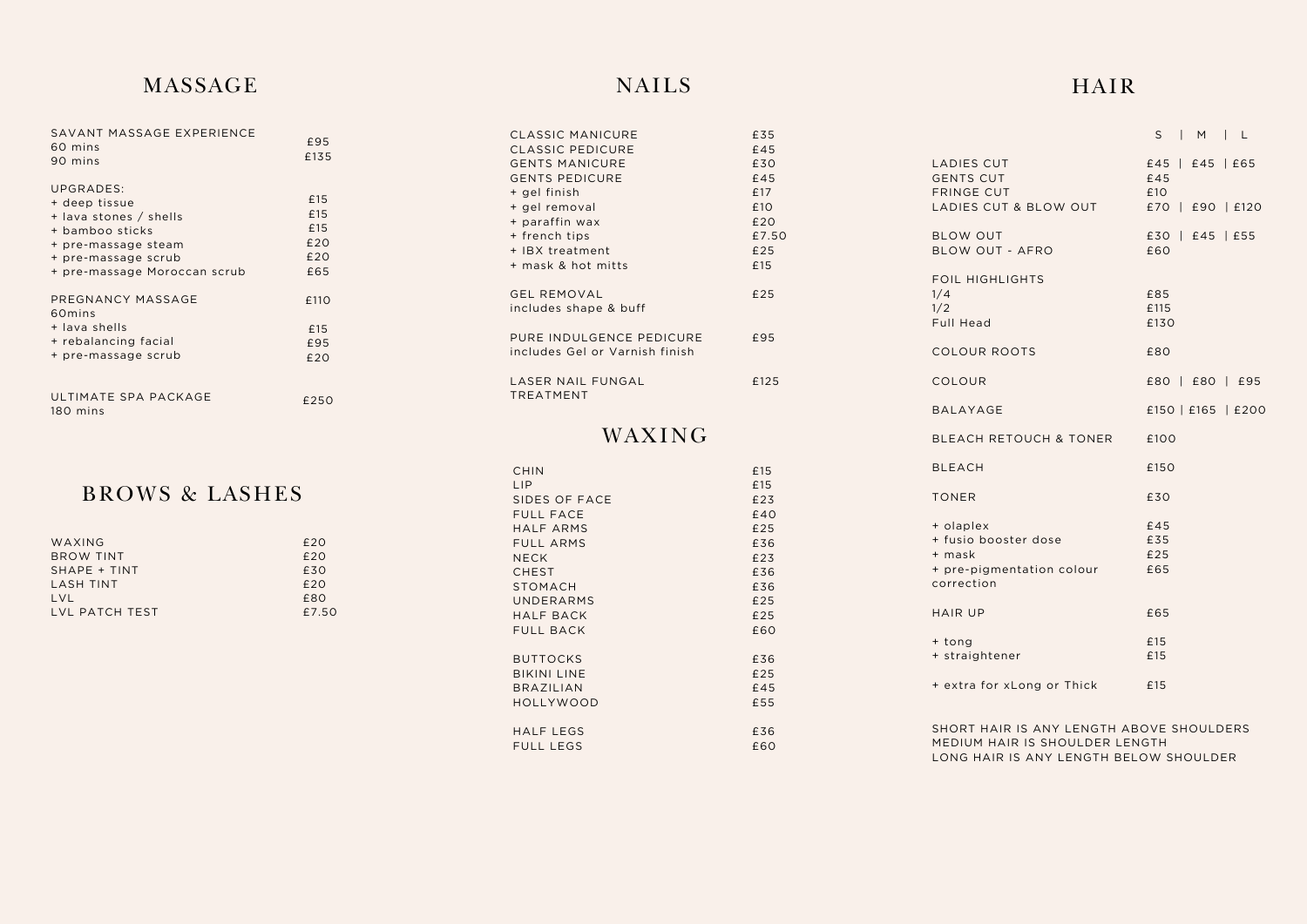## MASSAGE

| | |
|---|---|
| SAVANT MASSAGE EXPERIENCE | |
| 60 mins | £95 |
| 90 mins | £135 |
| UPGRADES: | |
| + deep tissue | £15 |
| + lava stones / shells | £15 |
| + bamboo sticks | £15 |
| + pre-massage steam | £20 |
| + pre-massage scrub | £20 |
| + pre-massage Moroccan scrub | £65 |
| PREGNANCY MASSAGE 60mins | £110 |
| + lava shells | £15 |
| + rebalancing facial | £95 |
| + pre-massage scrub | £20 |
| ULTIMATE SPA PACKAGE 180 mins | £250 |

## BROWS & LASHES

| | |
|---|---|
| WAXING | £20 |
| BROW TINT | £20 |
| SHAPE + TINT | £30 |
| LASH TINT | £20 |
| LVL | £80 |
| LVL PATCH TEST | £7.50 |

## NAILS

| | |
|---|---|
| CLASSIC MANICURE | £35 |
| CLASSIC PEDICURE | £45 |
| GENTS MANICURE | £30 |
| GENTS PEDICURE | £45 |
| + gel finish | £17 |
| + gel removal | £10 |
| + paraffin wax | £20 |
| + french tips | £7.50 |
| + IBX treatment | £25 |
| + mask & hot mitts | £15 |
| GEL REMOVAL includes shape & buff | £25 |
| PURE INDULGENCE PEDICURE includes Gel or Varnish finish | £95 |
| LASER NAIL FUNGAL TREATMENT | £125 |

## WAXING

| | |
|---|---|
| CHIN | £15 |
| LIP | £15 |
| SIDES OF FACE | £23 |
| FULL FACE | £40 |
| HALF ARMS | £25 |
| FULL ARMS | £36 |
| NECK | £23 |
| CHEST | £36 |
| STOMACH | £36 |
| UNDERARMS | £25 |
| HALF BACK | £25 |
| FULL BACK | £60 |
| BUTTOCKS | £36 |
| BIKINI LINE | £25 |
| BRAZILIAN | £45 |
| HOLLYWOOD | £55 |
| HALF LEGS | £36 |
| FULL LEGS | £60 |

## HAIR

| | S | M | L |
|---|---|---|---|
| LADIES CUT | £45 | £45 | £65 |
| GENTS CUT | £45 | | |
| FRINGE CUT | £10 | | |
| LADIES CUT & BLOW OUT | £70 | £90 | £120 |
| BLOW OUT | £30 | £45 | £55 |
| BLOW OUT - AFRO | £60 | | |
| FOIL HIGHLIGHTS | | | |
| 1/4 | £85 | | |
| 1/2 | £115 | | |
| Full Head | £130 | | |
| COLOUR ROOTS | £80 | | |
| COLOUR | £80 | £80 | £95 |
| BALAYAGE | £150 | £165 | £200 |
| BLEACH RETOUCH & TONER | £100 | | |
| BLEACH | £150 | | |
| TONER | £30 | | |
| + olaplex | £45 | | |
| + fusio booster dose | £35 | | |
| + mask | £25 | | |
| + pre-pigmentation colour correction | £65 | | |
| HAIR UP | £65 | | |
| + tong | £15 | | |
| + straightener | £15 | | |
| + extra for xLong or Thick | £15 | | |

SHORT HAIR IS ANY LENGTH ABOVE SHOULDERS
MEDIUM HAIR IS SHOULDER LENGTH
LONG HAIR IS ANY LENGTH BELOW SHOULDER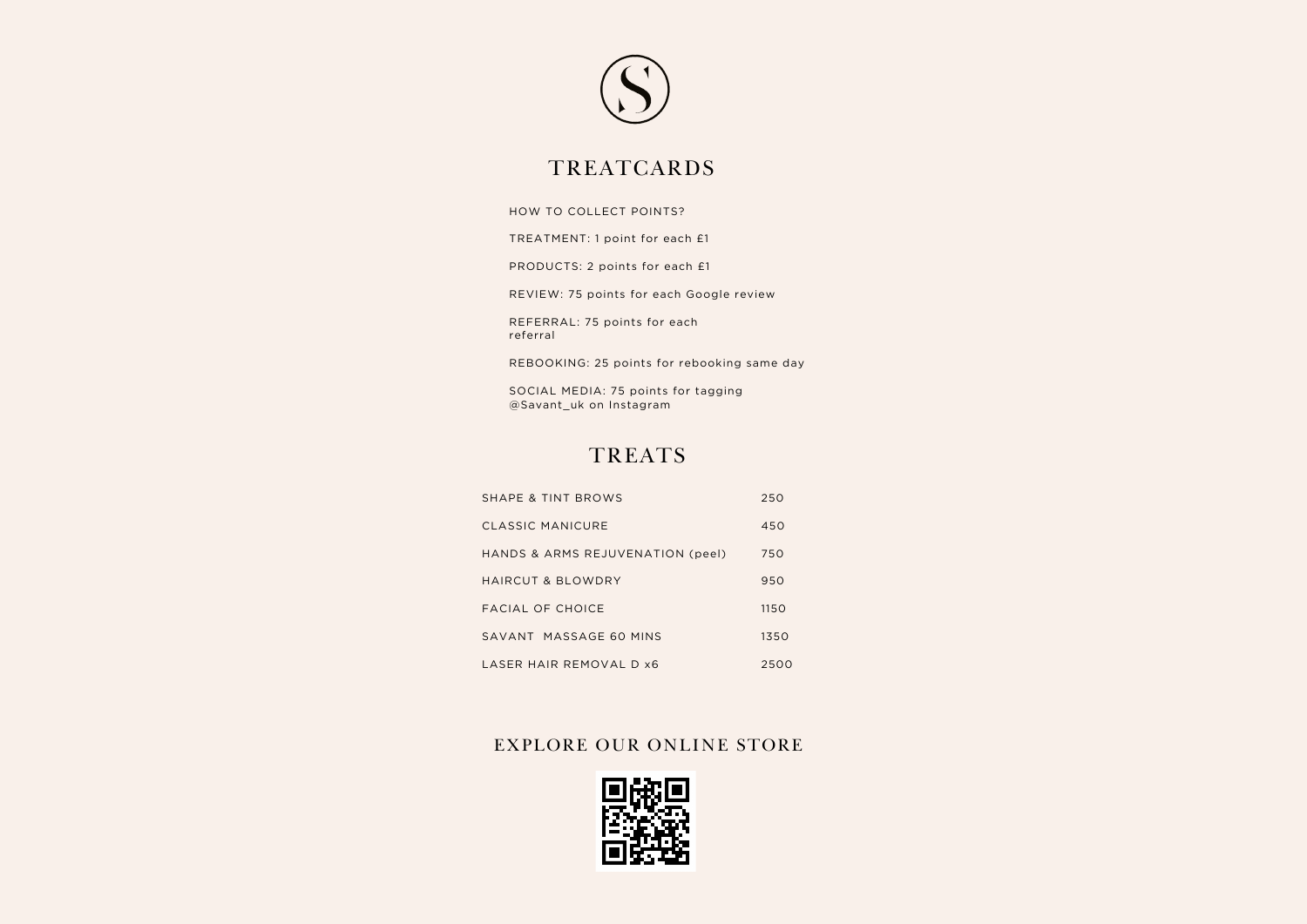# TREATCARDS

HOW TO COLLECT POINTS?

TREATMENT: 1 point for each £1

PRODUCTS: 2 points for each £1

REVIEW: 75 points for each Google review

REFERRAL: 75 points for each referral

REBOOKING: 25 points for rebooking same day

SOCIAL MEDIA: 75 points for tagging @Savant_uk on Instagram

# TREATS

| | |
|---|---|
| SHAPE & TINT BROWS | 250 |
| CLASSIC MANICURE | 450 |
| HANDS & ARMS REJUVENATION (peel) | 750 |
| HAIRCUT & BLOWDRY | 950 |
| FACIAL OF CHOICE | 1150 |
| SAVANT MASSAGE 60 MINS | 1350 |
| LASER HAIR REMOVAL D x6 | 2500 |

# EXPLORE OUR ONLINE STORE